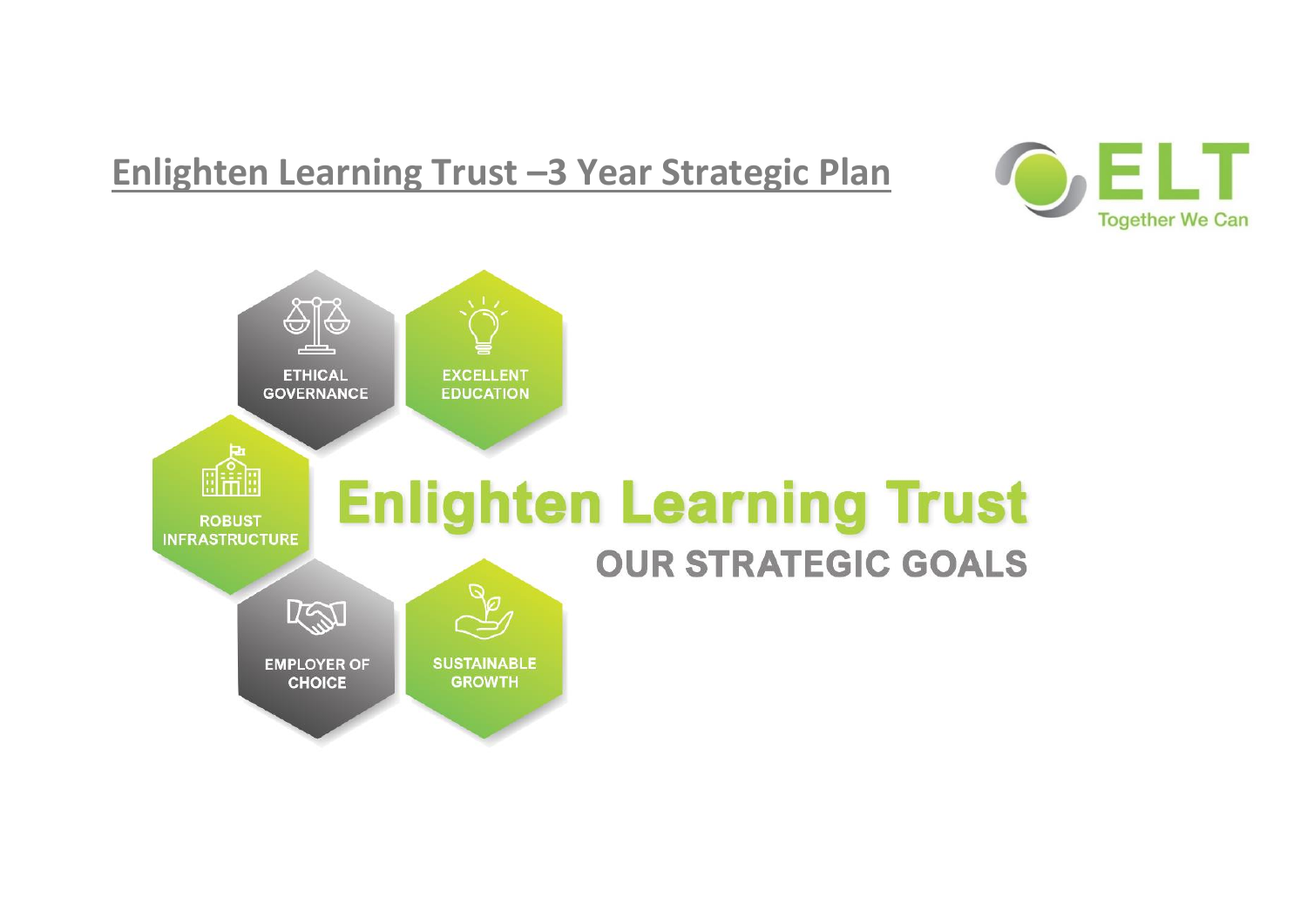# Enlighten Learning Trust –3 Year Strategic Plan

ELT

Together We Can

ETHICAL GOVERNANCE

EXCELLENT EDUCATION

ROBUST INFRASTRUCTURE

EMPLOYER OF CHOICE

SUSTAINABLE GROWTH

## Enlighten Learning Trust

### OUR STRATEGIC GOALS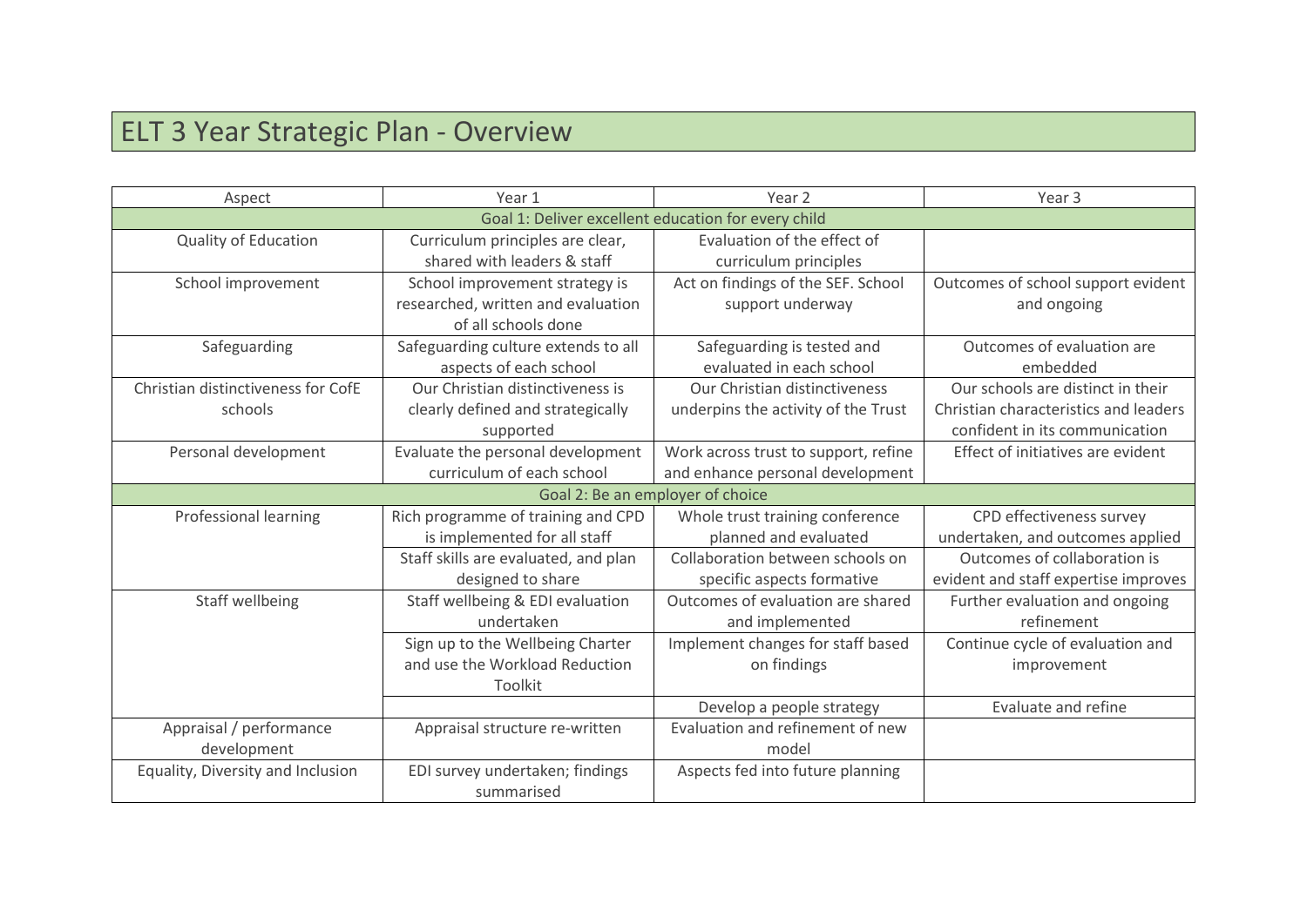# ELT 3 Year Strategic Plan - Overview

| Aspect | Year 1 | Year 2 | Year 3 |
|---|---|---|---|
| **Goal 1: Deliver excellent education for every child** | | | |
| Quality of Education | Curriculum principles are clear, shared with leaders & staff | Evaluation of the effect of curriculum principles | |
| School improvement | School improvement strategy is researched, written and evaluation of all schools done | Act on findings of the SEF. School support underway | Outcomes of school support evident and ongoing |
| Safeguarding | Safeguarding culture extends to all aspects of each school | Safeguarding is tested and evaluated in each school | Outcomes of evaluation are embedded |
| Christian distinctiveness for CofE schools | Our Christian distinctiveness is clearly defined and strategically supported | Our Christian distinctiveness underpins the activity of the Trust | Our schools are distinct in their Christian characteristics and leaders confident in its communication |
| Personal development | Evaluate the personal development curriculum of each school | Work across trust to support, refine and enhance personal development | Effect of initiatives are evident |
| **Goal 2: Be an employer of choice** | | | |
| Professional learning | Rich programme of training and CPD is implemented for all staff | Whole trust training conference planned and evaluated | CPD effectiveness survey undertaken, and outcomes applied |
| | Staff skills are evaluated, and plan designed to share | Collaboration between schools on specific aspects formative | Outcomes of collaboration is evident and staff expertise improves |
| Staff wellbeing | Staff wellbeing & EDI evaluation undertaken | Outcomes of evaluation are shared and implemented | Further evaluation and ongoing refinement |
| | Sign up to the Wellbeing Charter and use the Workload Reduction Toolkit | Implement changes for staff based on findings | Continue cycle of evaluation and improvement |
| | | Develop a people strategy | Evaluate and refine |
| Appraisal / performance development | Appraisal structure re-written | Evaluation and refinement of new model | |
| Equality, Diversity and Inclusion | EDI survey undertaken; findings summarised | Aspects fed into future planning | |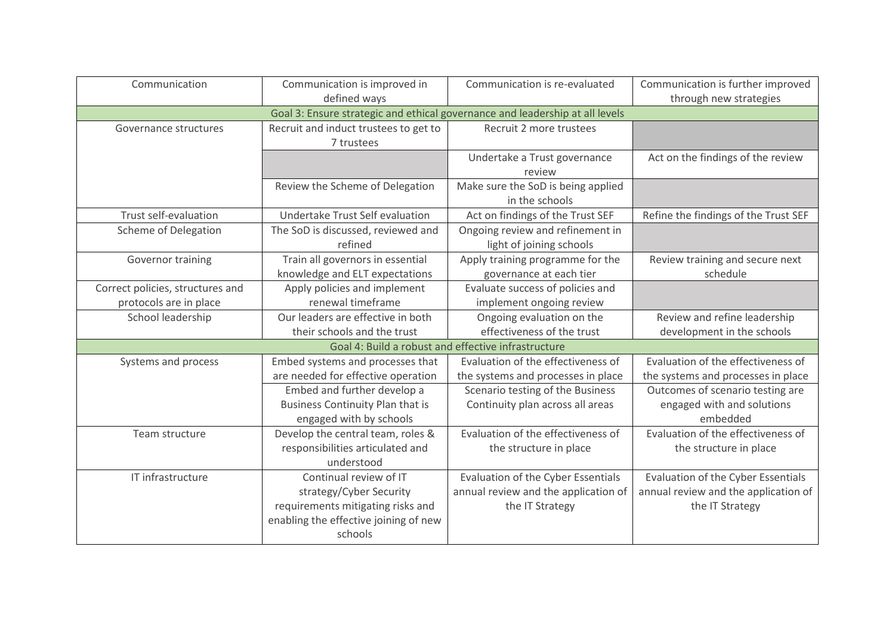| Communication | Communication is improved in defined ways | Communication is re-evaluated | Communication is further improved through new strategies |
|---|---|---|---|
| Goal 3: Ensure strategic and ethical governance and leadership at all levels | | | |
| Governance structures | Recruit and induct trustees to get to 7 trustees | Recruit 2 more trustees | |
| | | Undertake a Trust governance review | Act on the findings of the review |
| | Review the Scheme of Delegation | Make sure the SoD is being applied in the schools | |
| Trust self-evaluation | Undertake Trust Self evaluation | Act on findings of the Trust SEF | Refine the findings of the Trust SEF |
| Scheme of Delegation | The SoD is discussed, reviewed and refined | Ongoing review and refinement in light of joining schools | |
| Governor training | Train all governors in essential knowledge and ELT expectations | Apply training programme for the governance at each tier | Review training and secure next schedule |
| Correct policies, structures and protocols are in place | Apply policies and implement renewal timeframe | Evaluate success of policies and implement ongoing review | |
| School leadership | Our leaders are effective in both their schools and the trust | Ongoing evaluation on the effectiveness of the trust | Review and refine leadership development in the schools |
| Goal 4: Build a robust and effective infrastructure | | | |
| Systems and process | Embed systems and processes that are needed for effective operation | Evaluation of the effectiveness of the systems and processes in place | Evaluation of the effectiveness of the systems and processes in place |
| | Embed and further develop a Business Continuity Plan that is engaged with by schools | Scenario testing of the Business Continuity plan across all areas | Outcomes of scenario testing are engaged with and solutions embedded |
| Team structure | Develop the central team, roles & responsibilities articulated and understood | Evaluation of the effectiveness of the structure in place | Evaluation of the effectiveness of the structure in place |
| IT infrastructure | Continual review of IT strategy/Cyber Security requirements mitigating risks and enabling the effective joining of new schools | Evaluation of the Cyber Essentials annual review and the application of the IT Strategy | Evaluation of the Cyber Essentials annual review and the application of the IT Strategy |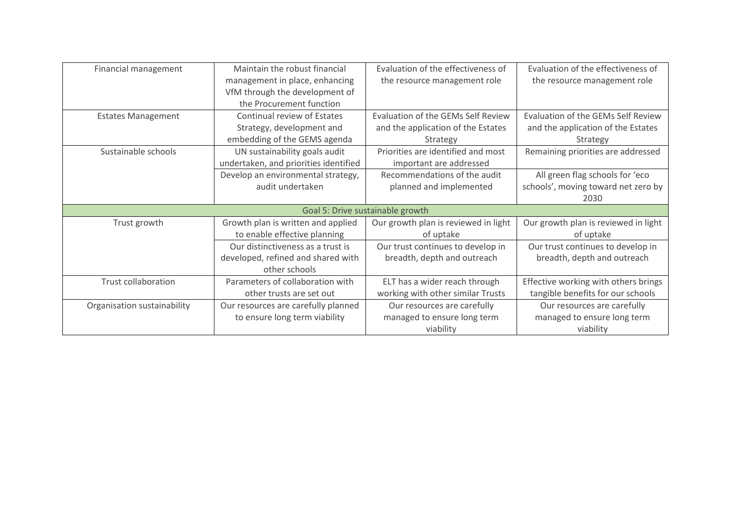| | | | |
|---|---|---|---|
| Financial management | Maintain the robust financial management in place, enhancing VfM through the development of the Procurement function | Evaluation of the effectiveness of the resource management role | Evaluation of the effectiveness of the resource management role |
| Estates Management | Continual review of Estates Strategy, development and embedding of the GEMS agenda | Evaluation of the GEMs Self Review and the application of the Estates Strategy | Evaluation of the GEMs Self Review and the application of the Estates Strategy |
| Sustainable schools | UN sustainability goals audit undertaken, and priorities identified | Priorities are identified and most important are addressed | Remaining priorities are addressed |
| | Develop an environmental strategy, audit undertaken | Recommendations of the audit planned and implemented | All green flag schools for 'eco schools', moving toward net zero by 2030 |
| Goal 5: Drive sustainable growth | | | |
| Trust growth | Growth plan is written and applied to enable effective planning | Our growth plan is reviewed in light of uptake | Our growth plan is reviewed in light of uptake |
| | Our distinctiveness as a trust is developed, refined and shared with other schools | Our trust continues to develop in breadth, depth and outreach | Our trust continues to develop in breadth, depth and outreach |
| Trust collaboration | Parameters of collaboration with other trusts are set out | ELT has a wider reach through working with other similar Trusts | Effective working with others brings tangible benefits for our schools |
| Organisation sustainability | Our resources are carefully planned to ensure long term viability | Our resources are carefully managed to ensure long term viability | Our resources are carefully managed to ensure long term viability |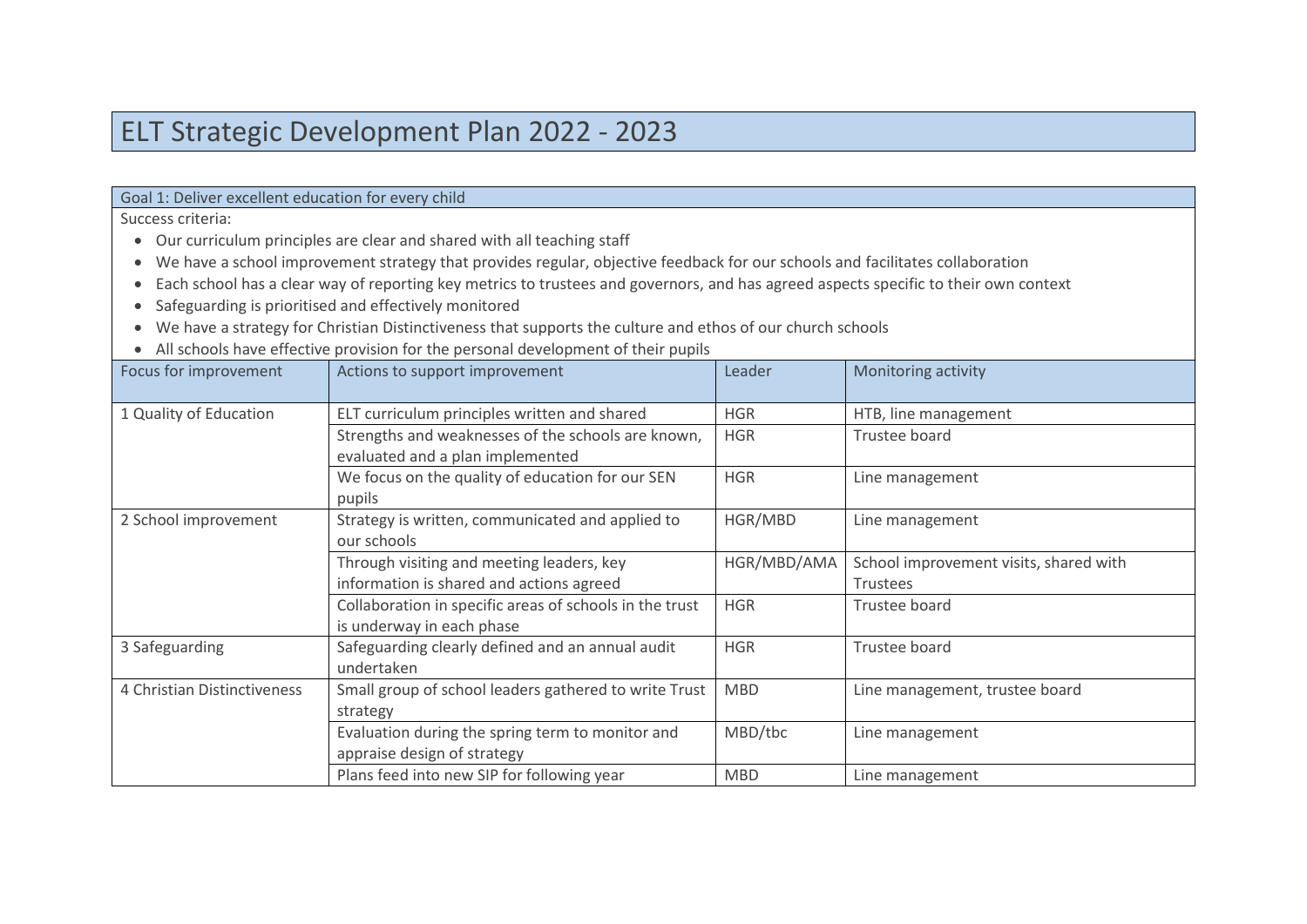# ELT Strategic Development Plan 2022 - 2023

## Goal 1: Deliver excellent education for every child

Success criteria:

- Our curriculum principles are clear and shared with all teaching staff
- We have a school improvement strategy that provides regular, objective feedback for our schools and facilitates collaboration
- Each school has a clear way of reporting key metrics to trustees and governors, and has agreed aspects specific to their own context
- Safeguarding is prioritised and effectively monitored
- We have a strategy for Christian Distinctiveness that supports the culture and ethos of our church schools
- All schools have effective provision for the personal development of their pupils

| Focus for improvement | Actions to support improvement | Leader | Monitoring activity |
|---|---|---|---|
| 1 Quality of Education | ELT curriculum principles written and shared | HGR | HTB, line management |
| | Strengths and weaknesses of the schools are known, evaluated and a plan implemented | HGR | Trustee board |
| | We focus on the quality of education for our SEN pupils | HGR | Line management |
| 2 School improvement | Strategy is written, communicated and applied to our schools | HGR/MBD | Line management |
| | Through visiting and meeting leaders, key information is shared and actions agreed | HGR/MBD/AMA | School improvement visits, shared with Trustees |
| | Collaboration in specific areas of schools in the trust is underway in each phase | HGR | Trustee board |
| 3 Safeguarding | Safeguarding clearly defined and an annual audit undertaken | HGR | Trustee board |
| 4 Christian Distinctiveness | Small group of school leaders gathered to write Trust strategy | MBD | Line management, trustee board |
| | Evaluation during the spring term to monitor and appraise design of strategy | MBD/tbc | Line management |
| | Plans feed into new SIP for following year | MBD | Line management |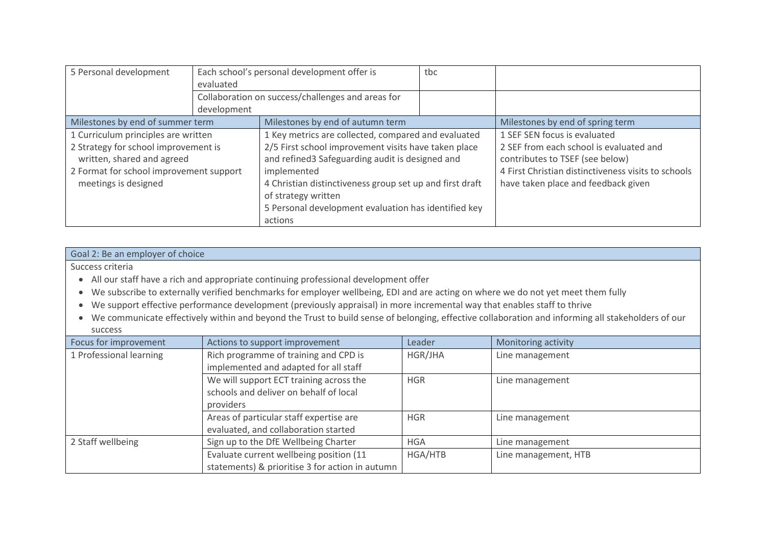| 5 Personal development | Each school's personal development offer is evaluated | tbc | |
|---|---|---|---|
| | Collaboration on success/challenges and areas for development | | |

| Milestones by end of summer term | Milestones by end of autumn term | Milestones by end of spring term |
|---|---|---|
| 1 Curriculum principles are written<br>2 Strategy for school improvement is written, shared and agreed<br>2 Format for school improvement support meetings is designed | 1 Key metrics are collected, compared and evaluated<br>2/5 First school improvement visits have taken place and refined3 Safeguarding audit is designed and implemented<br>4 Christian distinctiveness group set up and first draft of strategy written<br>5 Personal development evaluation has identified key actions | 1 SEF SEN focus is evaluated<br>2 SEF from each school is evaluated and contributes to TSEF (see below)<br>4 First Christian distinctiveness visits to schools have taken place and feedback given |

**Goal 2: Be an employer of choice**

Success criteria

- All our staff have a rich and appropriate continuing professional development offer
- We subscribe to externally verified benchmarks for employer wellbeing, EDI and are acting on where we do not yet meet them fully
- We support effective performance development (previously appraisal) in more incremental way that enables staff to thrive
- We communicate effectively within and beyond the Trust to build sense of belonging, effective collaboration and informing all stakeholders of our success

| Focus for improvement | Actions to support improvement | Leader | Monitoring activity |
|---|---|---|---|
| 1 Professional learning | Rich programme of training and CPD is implemented and adapted for all staff | HGR/JHA | Line management |
| | We will support ECT training across the schools and deliver on behalf of local providers | HGR | Line management |
| | Areas of particular staff expertise are evaluated, and collaboration started | HGR | Line management |
| 2 Staff wellbeing | Sign up to the DfE Wellbeing Charter | HGA | Line management |
| | Evaluate current wellbeing position (11 statements) & prioritise 3 for action in autumn | HGA/HTB | Line management, HTB |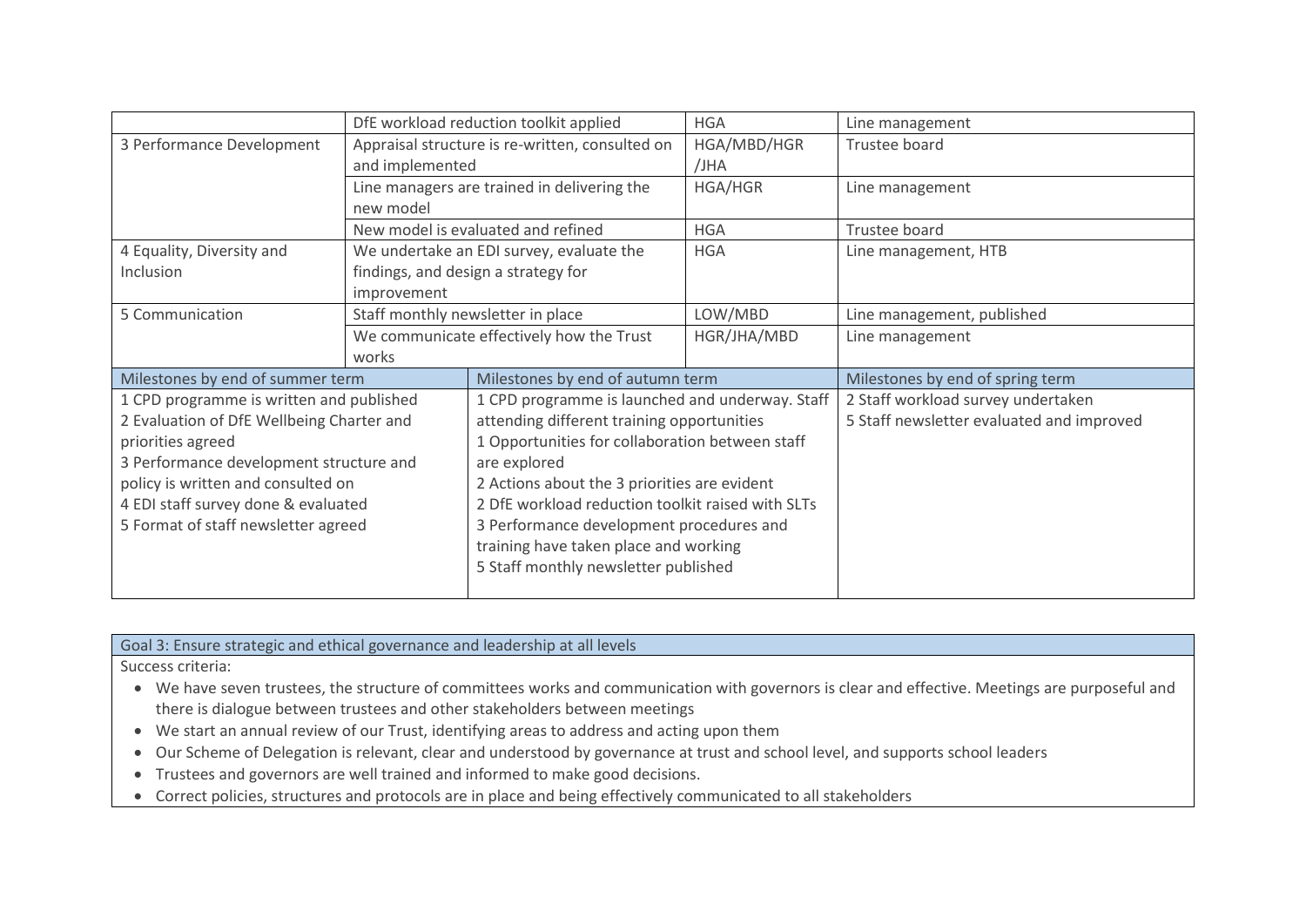| | | | |
|---|---|---|---|
| | DfE workload reduction toolkit applied | HGA | Line management |
| 3 Performance Development | Appraisal structure is re-written, consulted on and implemented | HGA/MBD/HGR /JHA | Trustee board |
| | Line managers are trained in delivering the new model | HGA/HGR | Line management |
| | New model is evaluated and refined | HGA | Trustee board |
| 4 Equality, Diversity and Inclusion | We undertake an EDI survey, evaluate the findings, and design a strategy for improvement | HGA | Line management, HTB |
| 5 Communication | Staff monthly newsletter in place | LOW/MBD | Line management, published |
| | We communicate effectively how the Trust works | HGR/JHA/MBD | Line management |

| Milestones by end of summer term | Milestones by end of autumn term | Milestones by end of spring term |
|---|---|---|
| 1 CPD programme is written and published<br>2 Evaluation of DfE Wellbeing Charter and priorities agreed<br>3 Performance development structure and policy is written and consulted on<br>4 EDI staff survey done & evaluated<br>5 Format of staff newsletter agreed | 1 CPD programme is launched and underway. Staff attending different training opportunities<br>1 Opportunities for collaboration between staff are explored<br>2 Actions about the 3 priorities are evident<br>2 DfE workload reduction toolkit raised with SLTs<br>3 Performance development procedures and training have taken place and working<br>5 Staff monthly newsletter published | 2 Staff workload survey undertaken<br>5 Staff newsletter evaluated and improved |

**Goal 3: Ensure strategic and ethical governance and leadership at all levels**

Success criteria:

- We have seven trustees, the structure of committees works and communication with governors is clear and effective. Meetings are purposeful and there is dialogue between trustees and other stakeholders between meetings
- We start an annual review of our Trust, identifying areas to address and acting upon them
- Our Scheme of Delegation is relevant, clear and understood by governance at trust and school level, and supports school leaders
- Trustees and governors are well trained and informed to make good decisions.
- Correct policies, structures and protocols are in place and being effectively communicated to all stakeholders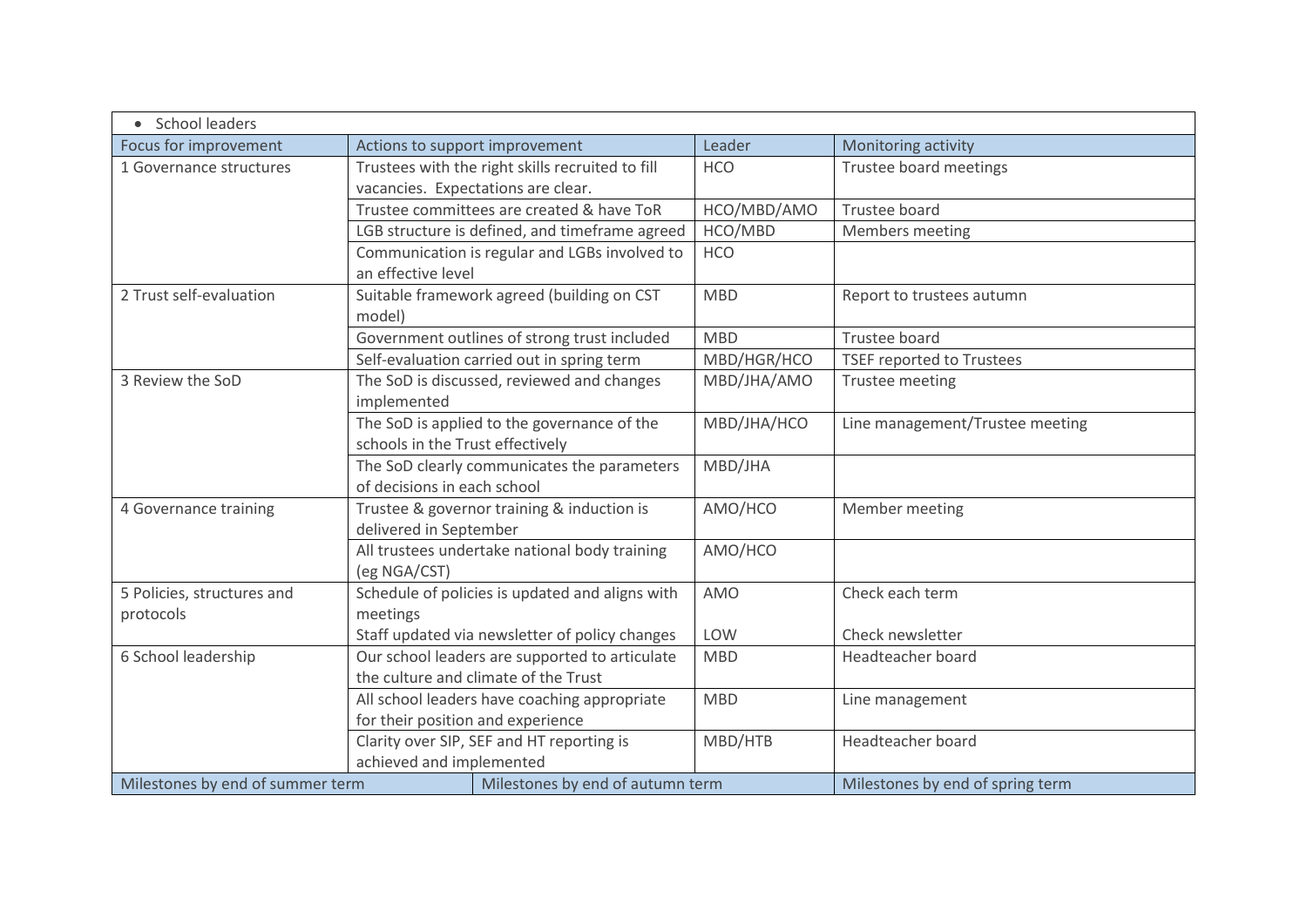- School leaders

| Focus for improvement | Actions to support improvement | Leader | Monitoring activity |
|---|---|---|---|
| 1 Governance structures | Trustees with the right skills recruited to fill vacancies. Expectations are clear. | HCO | Trustee board meetings |
| | Trustee committees are created & have ToR | HCO/MBD/AMO | Trustee board |
| | LGB structure is defined, and timeframe agreed | HCO/MBD | Members meeting |
| | Communication is regular and LGBs involved to an effective level | HCO | |
| 2 Trust self-evaluation | Suitable framework agreed (building on CST model) | MBD | Report to trustees autumn |
| | Government outlines of strong trust included | MBD | Trustee board |
| | Self-evaluation carried out in spring term | MBD/HGR/HCO | TSEF reported to Trustees |
| 3 Review the SoD | The SoD is discussed, reviewed and changes implemented | MBD/JHA/AMO | Trustee meeting |
| | The SoD is applied to the governance of the schools in the Trust effectively | MBD/JHA/HCO | Line management/Trustee meeting |
| | The SoD clearly communicates the parameters of decisions in each school | MBD/JHA | |
| 4 Governance training | Trustee & governor training & induction is delivered in September | AMO/HCO | Member meeting |
| | All trustees undertake national body training (eg NGA/CST) | AMO/HCO | |
| 5 Policies, structures and protocols | Schedule of policies is updated and aligns with meetings<br>Staff updated via newsletter of policy changes | AMO<br><br>LOW | Check each term<br><br>Check newsletter |
| 6 School leadership | Our school leaders are supported to articulate the culture and climate of the Trust | MBD | Headteacher board |
| | All school leaders have coaching appropriate for their position and experience | MBD | Line management |
| | Clarity over SIP, SEF and HT reporting is achieved and implemented | MBD/HTB | Headteacher board |

| Milestones by end of summer term | Milestones by end of autumn term | Milestones by end of spring term |
|---|---|---|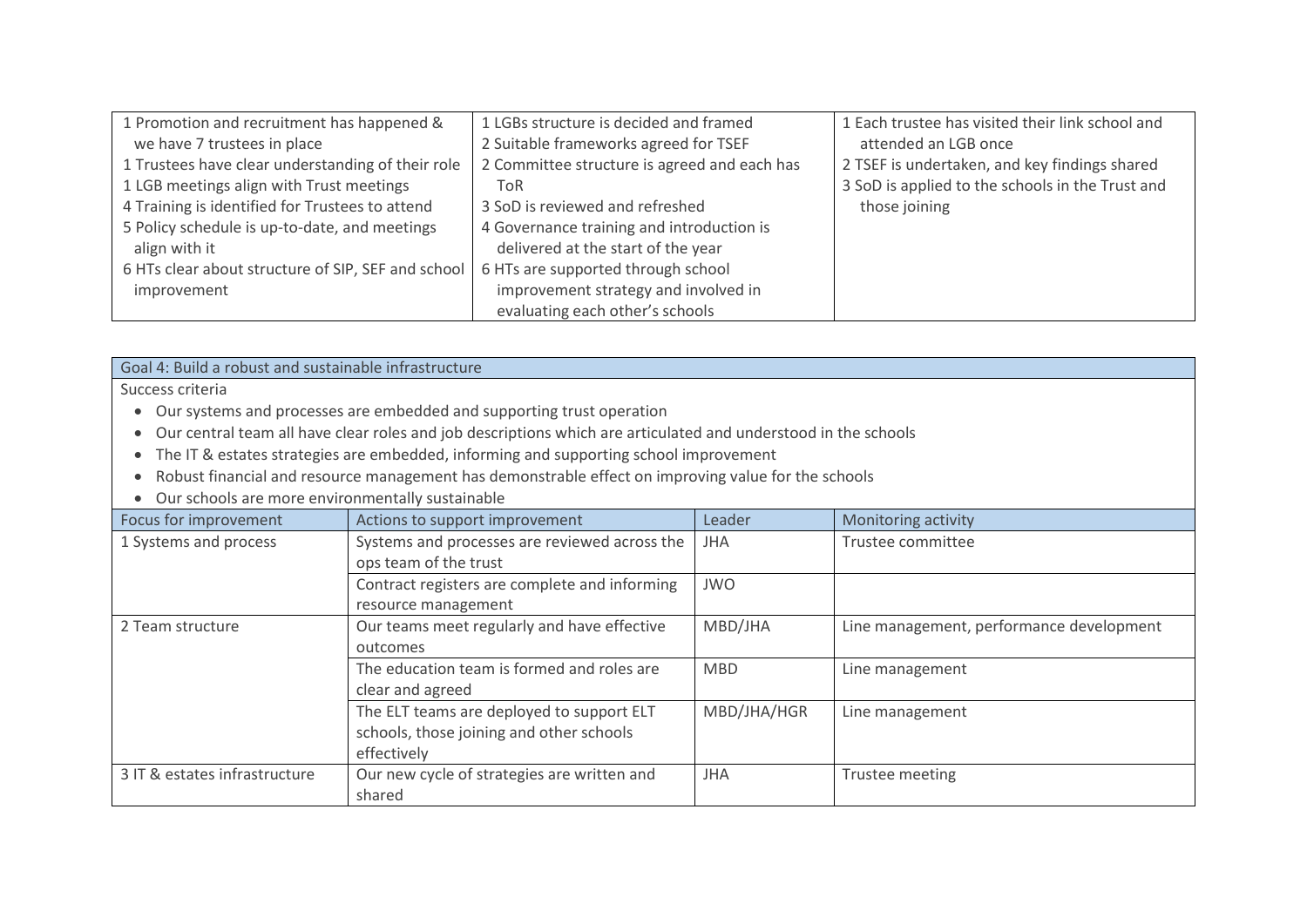| | | |
|---|---|---|
| 1 Promotion and recruitment has happened & we have 7 trustees in place<br>1 Trustees have clear understanding of their role<br>1 LGB meetings align with Trust meetings<br>4 Training is identified for Trustees to attend<br>5 Policy schedule is up-to-date, and meetings align with it<br>6 HTs clear about structure of SIP, SEF and school improvement | 1 LGBs structure is decided and framed<br>2 Suitable frameworks agreed for TSEF<br>2 Committee structure is agreed and each has ToR<br>3 SoD is reviewed and refreshed<br>4 Governance training and introduction is delivered at the start of the year<br>6 HTs are supported through school improvement strategy and involved in evaluating each other's schools | 1 Each trustee has visited their link school and attended an LGB once<br>2 TSEF is undertaken, and key findings shared<br>3 SoD is applied to the schools in the Trust and those joining |

**Goal 4: Build a robust and sustainable infrastructure**

Success criteria

- Our systems and processes are embedded and supporting trust operation
- Our central team all have clear roles and job descriptions which are articulated and understood in the schools
- The IT & estates strategies are embedded, informing and supporting school improvement
- Robust financial and resource management has demonstrable effect on improving value for the schools
- Our schools are more environmentally sustainable

| Focus for improvement | Actions to support improvement | Leader | Monitoring activity |
|---|---|---|---|
| 1 Systems and process | Systems and processes are reviewed across the ops team of the trust | JHA | Trustee committee |
| | Contract registers are complete and informing resource management | JWO | |
| 2 Team structure | Our teams meet regularly and have effective outcomes | MBD/JHA | Line management, performance development |
| | The education team is formed and roles are clear and agreed | MBD | Line management |
| | The ELT teams are deployed to support ELT schools, those joining and other schools effectively | MBD/JHA/HGR | Line management |
| 3 IT & estates infrastructure | Our new cycle of strategies are written and shared | JHA | Trustee meeting |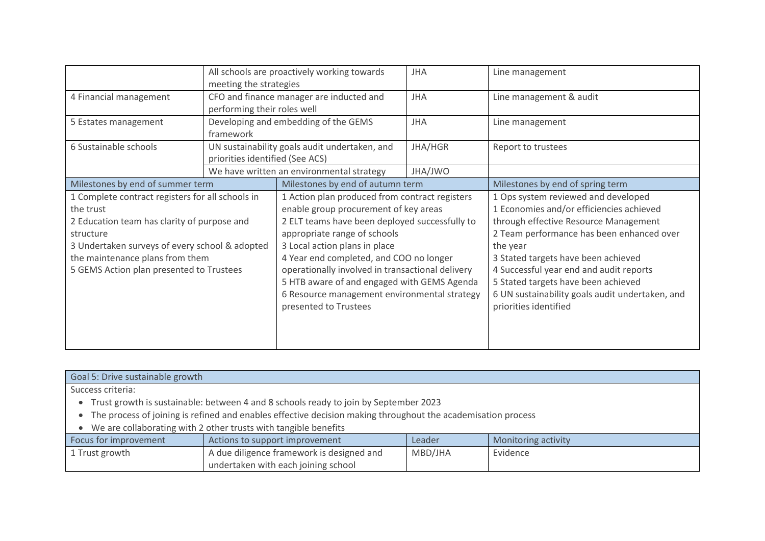| | | | |
|---|---|---|---|
| | All schools are proactively working towards meeting the strategies | JHA | Line management |
| 4 Financial management | CFO and finance manager are inducted and performing their roles well | JHA | Line management & audit |
| 5 Estates management | Developing and embedding of the GEMS framework | JHA | Line management |
| 6 Sustainable schools | UN sustainability goals audit undertaken, and priorities identified (See ACS) | JHA/HGR | Report to trustees |
| | We have written an environmental strategy | JHA/JWO | |

| Milestones by end of summer term | Milestones by end of autumn term | Milestones by end of spring term |
|---|---|---|
| 1 Complete contract registers for all schools in the trust<br>2 Education team has clarity of purpose and structure<br>3 Undertaken surveys of every school & adopted the maintenance plans from them<br>5 GEMS Action plan presented to Trustees | 1 Action plan produced from contract registers enable group procurement of key areas<br>2 ELT teams have been deployed successfully to appropriate range of schools<br>3 Local action plans in place<br>4 Year end completed, and COO no longer operationally involved in transactional delivery<br>5 HTB aware of and engaged with GEMS Agenda<br>6 Resource management environmental strategy presented to Trustees | 1 Ops system reviewed and developed<br>1 Economies and/or efficiencies achieved through effective Resource Management<br>2 Team performance has been enhanced over the year<br>3 Stated targets have been achieved<br>4 Successful year end and audit reports<br>5 Stated targets have been achieved<br>6 UN sustainability goals audit undertaken, and priorities identified |

**Goal 5: Drive sustainable growth**

Success criteria:

- Trust growth is sustainable: between 4 and 8 schools ready to join by September 2023
- The process of joining is refined and enables effective decision making throughout the academisation process
- We are collaborating with 2 other trusts with tangible benefits

| Focus for improvement | Actions to support improvement | Leader | Monitoring activity |
|---|---|---|---|
| 1 Trust growth | A due diligence framework is designed and undertaken with each joining school | MBD/JHA | Evidence |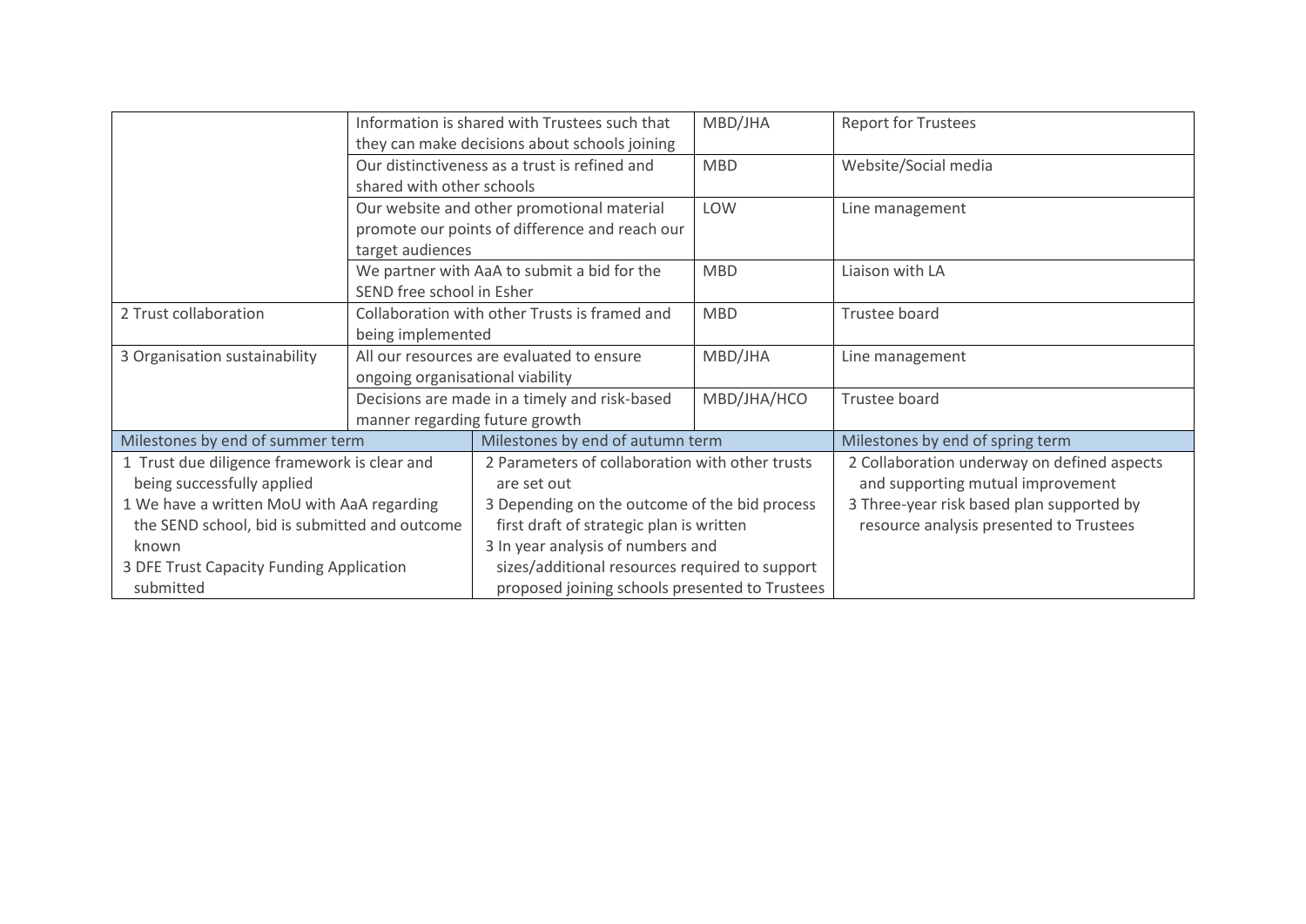| | | | |
|---|---|---|---|
| | Information is shared with Trustees such that they can make decisions about schools joining | MBD/JHA | Report for Trustees |
| | Our distinctiveness as a trust is refined and shared with other schools | MBD | Website/Social media |
| | Our website and other promotional material promote our points of difference and reach our target audiences | LOW | Line management |
| | We partner with AaA to submit a bid for the SEND free school in Esher | MBD | Liaison with LA |
| 2 Trust collaboration | Collaboration with other Trusts is framed and being implemented | MBD | Trustee board |
| 3 Organisation sustainability | All our resources are evaluated to ensure ongoing organisational viability | MBD/JHA | Line management |
| | Decisions are made in a timely and risk-based manner regarding future growth | MBD/JHA/HCO | Trustee board |

| Milestones by end of summer term | Milestones by end of autumn term | Milestones by end of spring term |
|---|---|---|
| 1 Trust due diligence framework is clear and being successfully applied<br>1 We have a written MoU with AaA regarding the SEND school, bid is submitted and outcome known<br>3 DFE Trust Capacity Funding Application submitted | 2 Parameters of collaboration with other trusts are set out<br>3 Depending on the outcome of the bid process first draft of strategic plan is written<br>3 In year analysis of numbers and sizes/additional resources required to support proposed joining schools presented to Trustees | 2 Collaboration underway on defined aspects and supporting mutual improvement<br>3 Three-year risk based plan supported by resource analysis presented to Trustees |